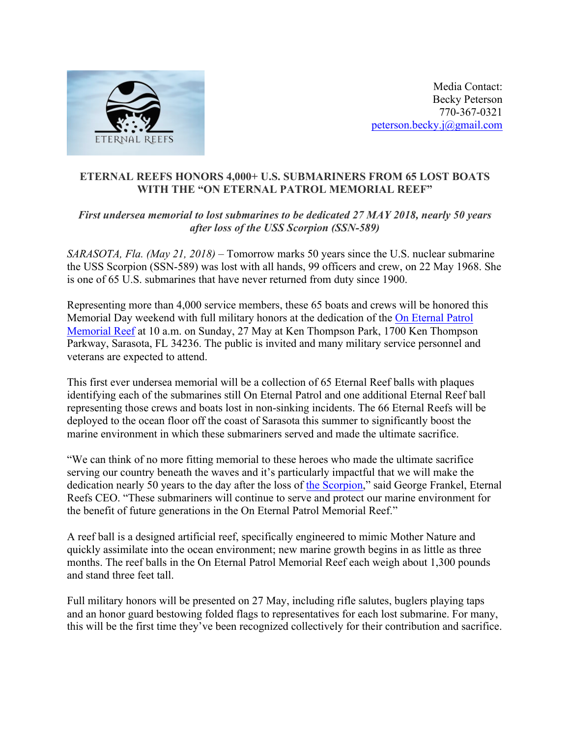ETERNAL REEFS

Media Contact:
Becky Peterson
770-367-0321
peterson.becky.j@gmail.com

**ETERNAL REEFS HONORS 4,000+ U.S. SUBMARINERS FROM 65 LOST BOATS WITH THE "ON ETERNAL PATROL MEMORIAL REEF"**

***First undersea memorial to lost submarines to be dedicated 27 MAY 2018, nearly 50 years after loss of the USS Scorpion (SSN-589)***

*SARASOTA, Fla. (May 21, 2018)* – Tomorrow marks 50 years since the U.S. nuclear submarine the USS Scorpion (SSN-589) was lost with all hands, 99 officers and crew, on 22 May 1968. She is one of 65 U.S. submarines that have never returned from duty since 1900.

Representing more than 4,000 service members, these 65 boats and crews will be honored this Memorial Day weekend with full military honors at the dedication of the On Eternal Patrol Memorial Reef at 10 a.m. on Sunday, 27 May at Ken Thompson Park, 1700 Ken Thompson Parkway, Sarasota, FL 34236. The public is invited and many military service personnel and veterans are expected to attend.

This first ever undersea memorial will be a collection of 65 Eternal Reef balls with plaques identifying each of the submarines still On Eternal Patrol and one additional Eternal Reef ball representing those crews and boats lost in non-sinking incidents. The 66 Eternal Reefs will be deployed to the ocean floor off the coast of Sarasota this summer to significantly boost the marine environment in which these submariners served and made the ultimate sacrifice.

"We can think of no more fitting memorial to these heroes who made the ultimate sacrifice serving our country beneath the waves and it's particularly impactful that we will make the dedication nearly 50 years to the day after the loss of the Scorpion," said George Frankel, Eternal Reefs CEO. "These submariners will continue to serve and protect our marine environment for the benefit of future generations in the On Eternal Patrol Memorial Reef."

A reef ball is a designed artificial reef, specifically engineered to mimic Mother Nature and quickly assimilate into the ocean environment; new marine growth begins in as little as three months. The reef balls in the On Eternal Patrol Memorial Reef each weigh about 1,300 pounds and stand three feet tall.

Full military honors will be presented on 27 May, including rifle salutes, buglers playing taps and an honor guard bestowing folded flags to representatives for each lost submarine. For many, this will be the first time they've been recognized collectively for their contribution and sacrifice.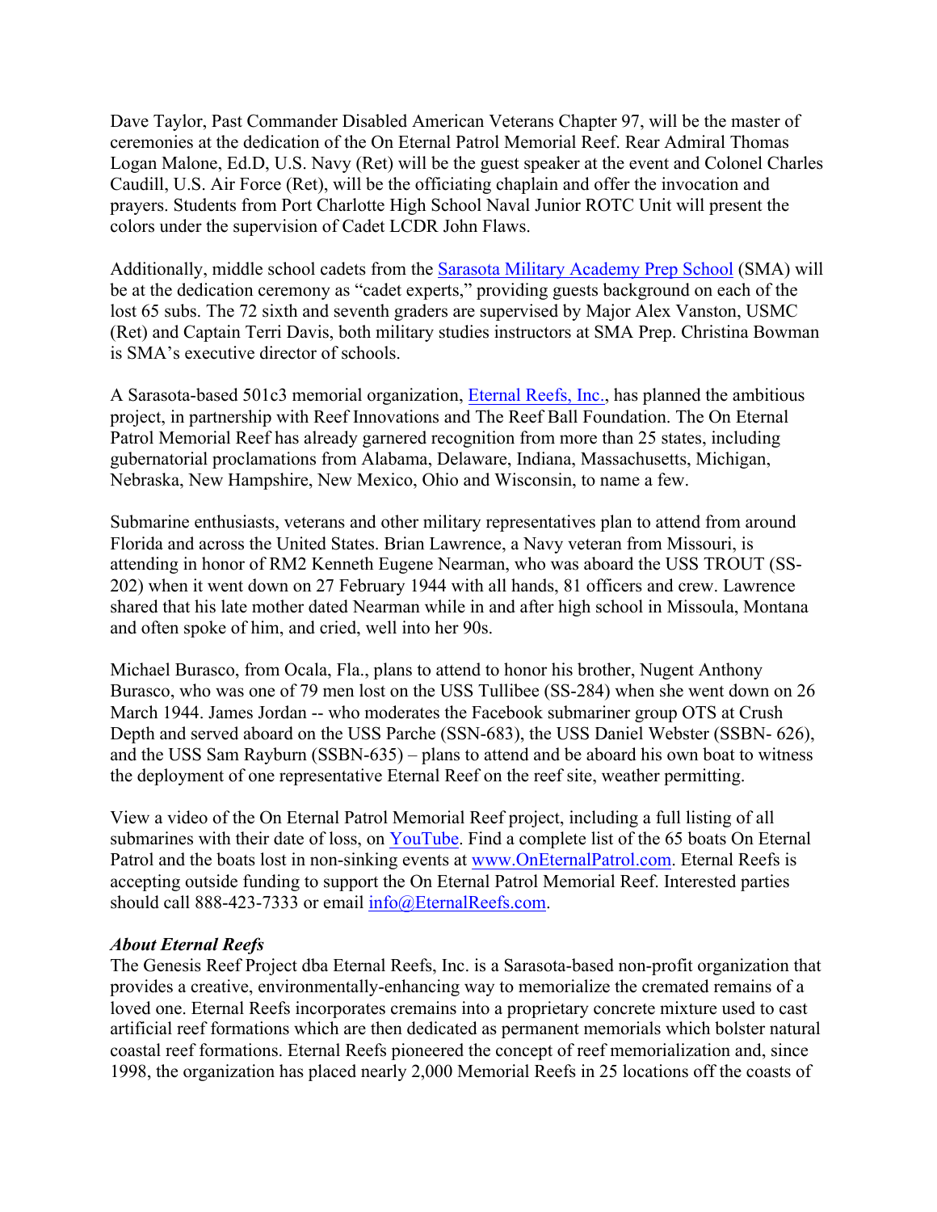Dave Taylor, Past Commander Disabled American Veterans Chapter 97, will be the master of ceremonies at the dedication of the On Eternal Patrol Memorial Reef. Rear Admiral Thomas Logan Malone, Ed.D, U.S. Navy (Ret) will be the guest speaker at the event and Colonel Charles Caudill, U.S. Air Force (Ret), will be the officiating chaplain and offer the invocation and prayers. Students from Port Charlotte High School Naval Junior ROTC Unit will present the colors under the supervision of Cadet LCDR John Flaws.

Additionally, middle school cadets from the [Sarasota Military Academy Prep School]() (SMA) will be at the dedication ceremony as "cadet experts," providing guests background on each of the lost 65 subs. The 72 sixth and seventh graders are supervised by Major Alex Vanston, USMC (Ret) and Captain Terri Davis, both military studies instructors at SMA Prep. Christina Bowman is SMA's executive director of schools.

A Sarasota-based 501c3 memorial organization, [Eternal Reefs, Inc.](), has planned the ambitious project, in partnership with Reef Innovations and The Reef Ball Foundation. The On Eternal Patrol Memorial Reef has already garnered recognition from more than 25 states, including gubernatorial proclamations from Alabama, Delaware, Indiana, Massachusetts, Michigan, Nebraska, New Hampshire, New Mexico, Ohio and Wisconsin, to name a few.

Submarine enthusiasts, veterans and other military representatives plan to attend from around Florida and across the United States. Brian Lawrence, a Navy veteran from Missouri, is attending in honor of RM2 Kenneth Eugene Nearman, who was aboard the USS TROUT (SS-202) when it went down on 27 February 1944 with all hands, 81 officers and crew. Lawrence shared that his late mother dated Nearman while in and after high school in Missoula, Montana and often spoke of him, and cried, well into her 90s.

Michael Burasco, from Ocala, Fla., plans to attend to honor his brother, Nugent Anthony Burasco, who was one of 79 men lost on the USS Tullibee (SS-284) when she went down on 26 March 1944. James Jordan -- who moderates the Facebook submariner group OTS at Crush Depth and served aboard on the USS Parche (SSN-683), the USS Daniel Webster (SSBN- 626), and the USS Sam Rayburn (SSBN-635) – plans to attend and be aboard his own boat to witness the deployment of one representative Eternal Reef on the reef site, weather permitting.

View a video of the On Eternal Patrol Memorial Reef project, including a full listing of all submarines with their date of loss, on [YouTube](). Find a complete list of the 65 boats On Eternal Patrol and the boats lost in non-sinking events at [www.OnEternalPatrol.com](). Eternal Reefs is accepting outside funding to support the On Eternal Patrol Memorial Reef. Interested parties should call 888-423-7333 or email [info@EternalReefs.com]().

### *About Eternal Reefs*

The Genesis Reef Project dba Eternal Reefs, Inc. is a Sarasota-based non-profit organization that provides a creative, environmentally-enhancing way to memorialize the cremated remains of a loved one. Eternal Reefs incorporates cremains into a proprietary concrete mixture used to cast artificial reef formations which are then dedicated as permanent memorials which bolster natural coastal reef formations. Eternal Reefs pioneered the concept of reef memorialization and, since 1998, the organization has placed nearly 2,000 Memorial Reefs in 25 locations off the coasts of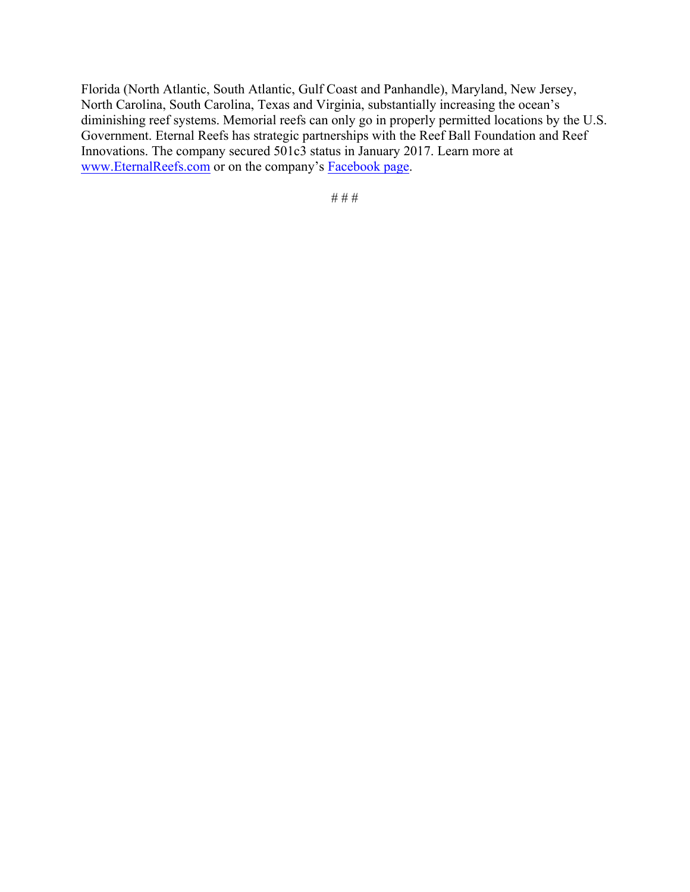Florida (North Atlantic, South Atlantic, Gulf Coast and Panhandle), Maryland, New Jersey, North Carolina, South Carolina, Texas and Virginia, substantially increasing the ocean's diminishing reef systems. Memorial reefs can only go in properly permitted locations by the U.S. Government. Eternal Reefs has strategic partnerships with the Reef Ball Foundation and Reef Innovations. The company secured 501c3 status in January 2017. Learn more at www.EternalReefs.com or on the company's Facebook page.

# # #